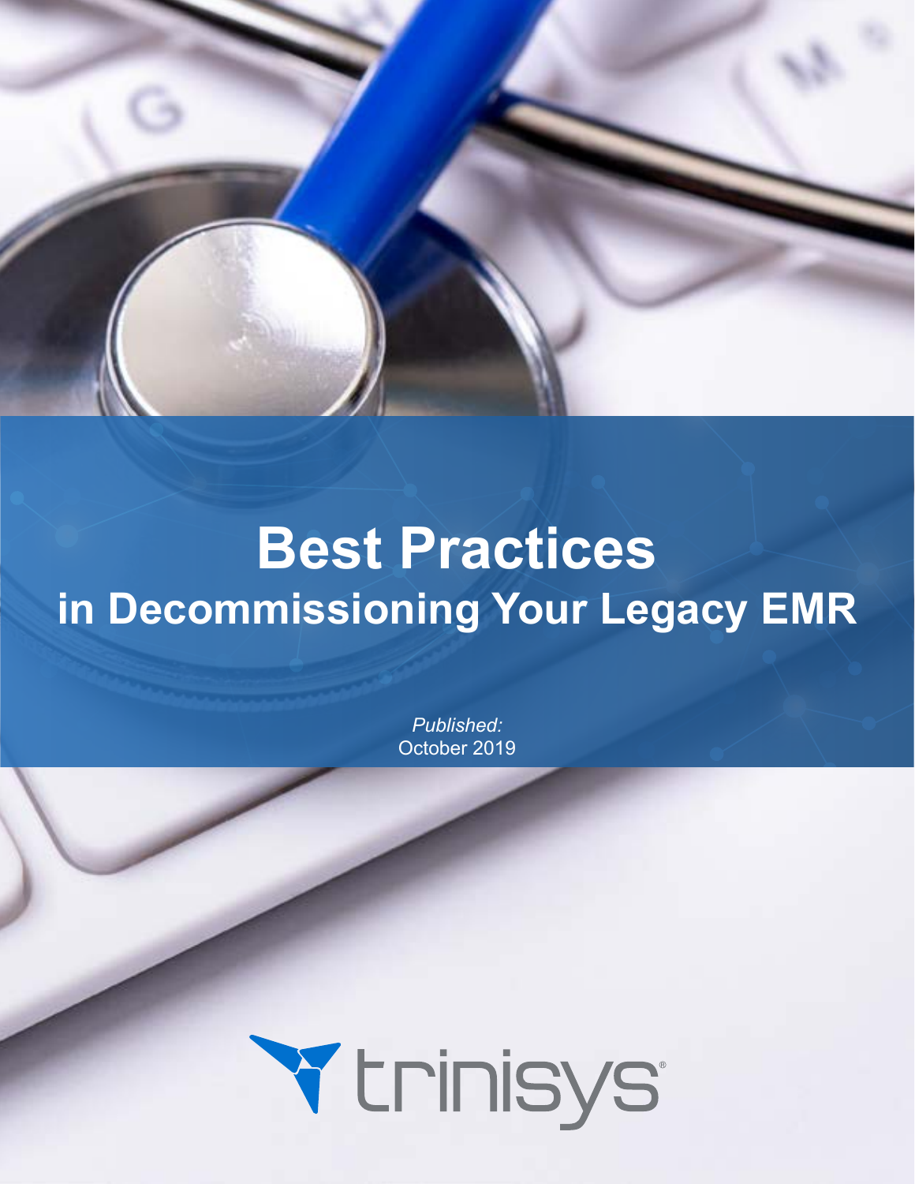# Best Practices
## in Decommissioning Your Legacy EMR

*Published:*
October 2019

trinisys®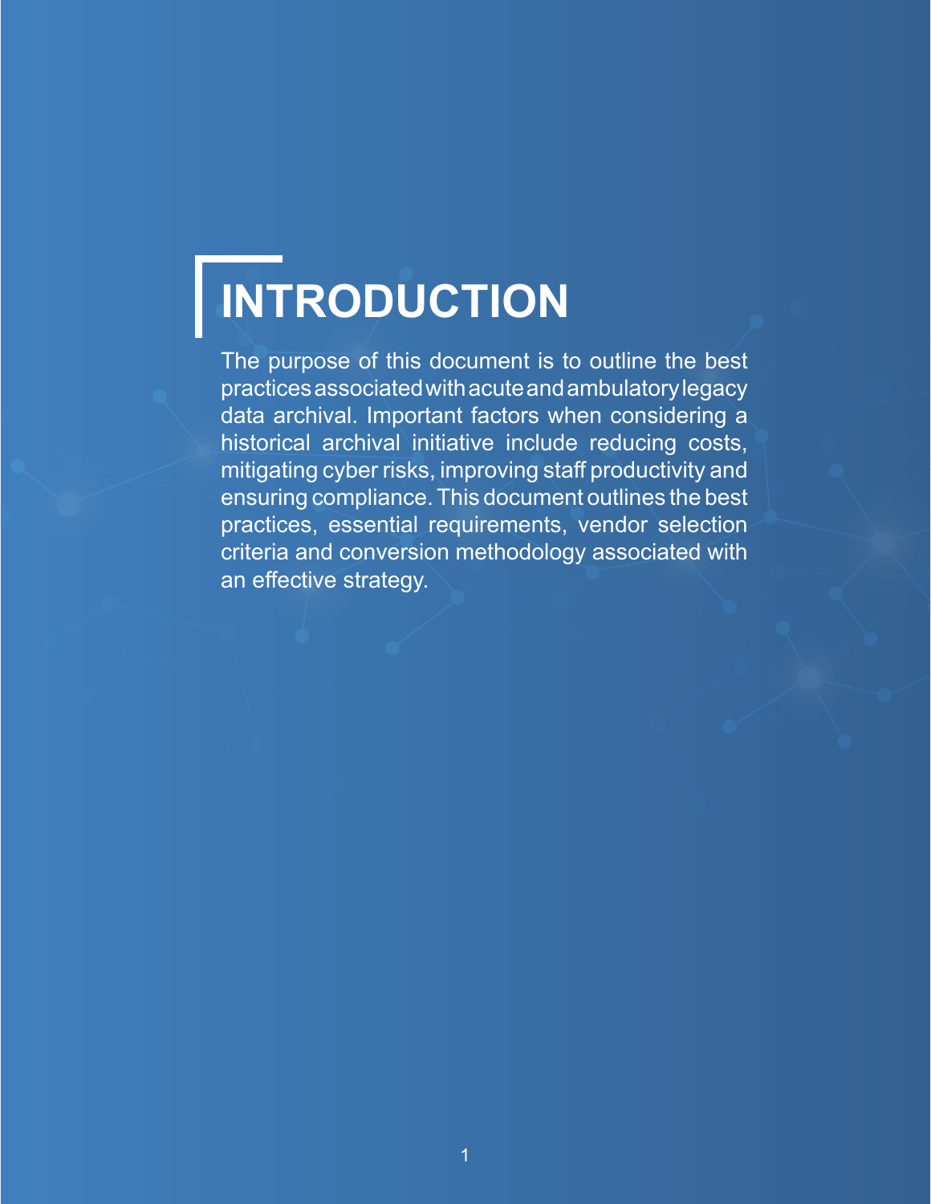# INTRODUCTION

The purpose of this document is to outline the best practices associated with acute and ambulatory legacy data archival. Important factors when considering a historical archival initiative include reducing costs, mitigating cyber risks, improving staff productivity and ensuring compliance. This document outlines the best practices, essential requirements, vendor selection criteria and conversion methodology associated with an effective strategy.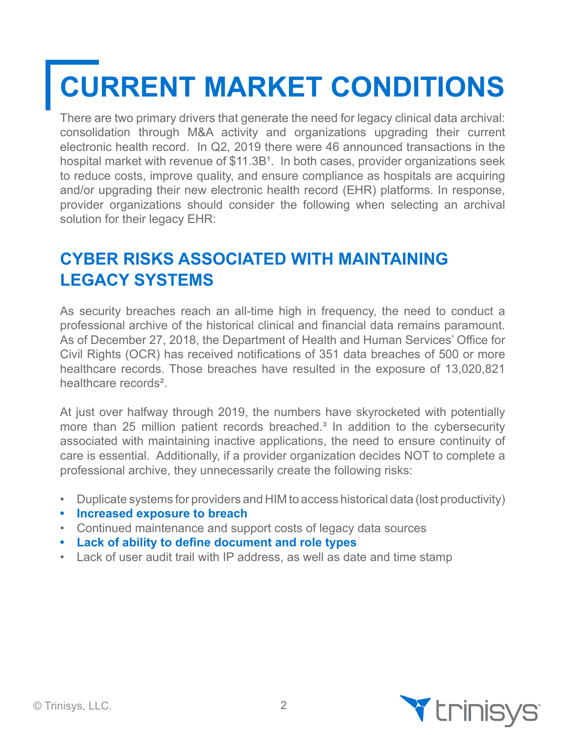# CURRENT MARKET CONDITIONS

There are two primary drivers that generate the need for legacy clinical data archival: consolidation through M&A activity and organizations upgrading their current electronic health record. In Q2, 2019 there were 46 announced transactions in the hospital market with revenue of $11.3B[1]. In both cases, provider organizations seek to reduce costs, improve quality, and ensure compliance as hospitals are acquiring and/or upgrading their new electronic health record (EHR) platforms. In response, provider organizations should consider the following when selecting an archival solution for their legacy EHR:

## CYBER RISKS ASSOCIATED WITH MAINTAINING LEGACY SYSTEMS

As security breaches reach an all-time high in frequency, the need to conduct a professional archive of the historical clinical and financial data remains paramount. As of December 27, 2018, the Department of Health and Human Services' Office for Civil Rights (OCR) has received notifications of 351 data breaches of 500 or more healthcare records. Those breaches have resulted in the exposure of 13,020,821 healthcare records[2].

At just over halfway through 2019, the numbers have skyrocketed with potentially more than 25 million patient records breached.[3] In addition to the cybersecurity associated with maintaining inactive applications, the need to ensure continuity of care is essential. Additionally, if a provider organization decides NOT to complete a professional archive, they unnecessarily create the following risks:

- Duplicate systems for providers and HIM to access historical data (lost productivity)
- **Increased exposure to breach**
- Continued maintenance and support costs of legacy data sources
- **Lack of ability to define document and role types**
- Lack of user audit trail with IP address, as well as date and time stamp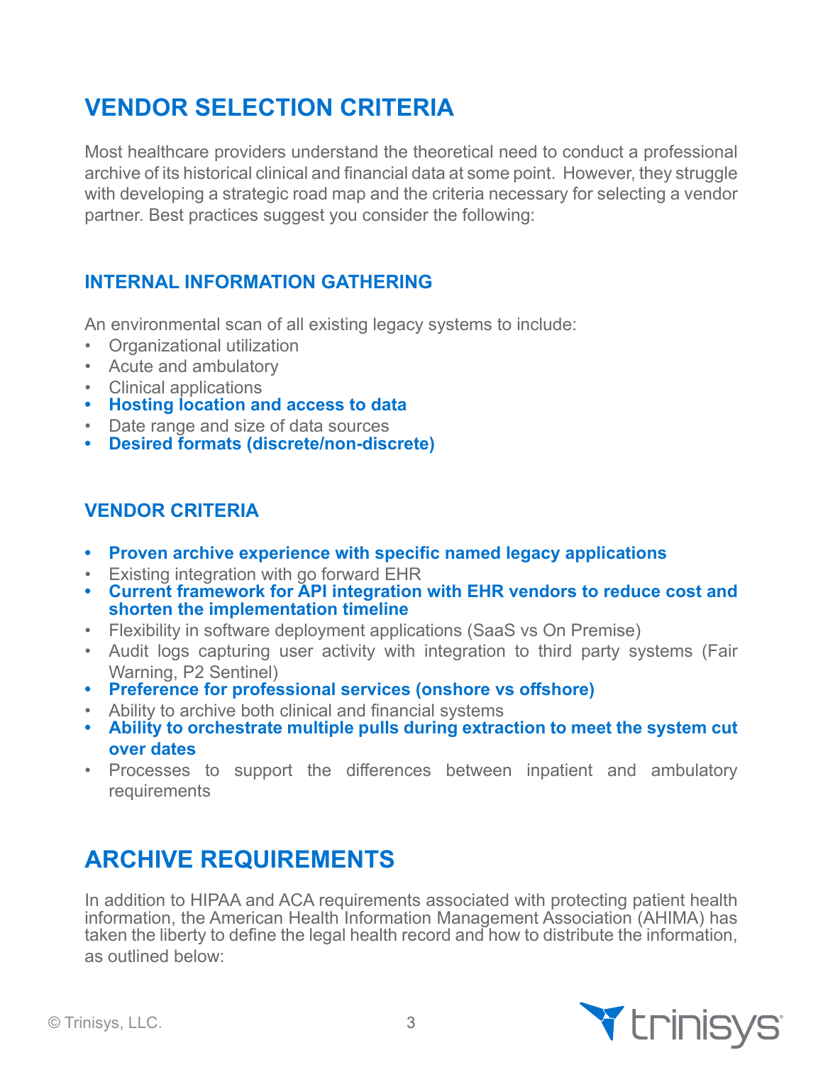## VENDOR SELECTION CRITERIA

Most healthcare providers understand the theoretical need to conduct a professional archive of its historical clinical and financial data at some point. However, they struggle with developing a strategic road map and the criteria necessary for selecting a vendor partner. Best practices suggest you consider the following:

### INTERNAL INFORMATION GATHERING

An environmental scan of all existing legacy systems to include:

- Organizational utilization
- Acute and ambulatory
- Clinical applications
- **Hosting location and access to data**
- Date range and size of data sources
- **Desired formats (discrete/non-discrete)**

### VENDOR CRITERIA

- **Proven archive experience with specific named legacy applications**
- Existing integration with go forward EHR
- **Current framework for API integration with EHR vendors to reduce cost and shorten the implementation timeline**
- Flexibility in software deployment applications (SaaS vs On Premise)
- Audit logs capturing user activity with integration to third party systems (Fair Warning, P2 Sentinel)
- **Preference for professional services (onshore vs offshore)**
- Ability to archive both clinical and financial systems
- **Ability to orchestrate multiple pulls during extraction to meet the system cut over dates**
- Processes to support the differences between inpatient and ambulatory requirements

## ARCHIVE REQUIREMENTS

In addition to HIPAA and ACA requirements associated with protecting patient health information, the American Health Information Management Association (AHIMA) has taken the liberty to define the legal health record and how to distribute the information, as outlined below: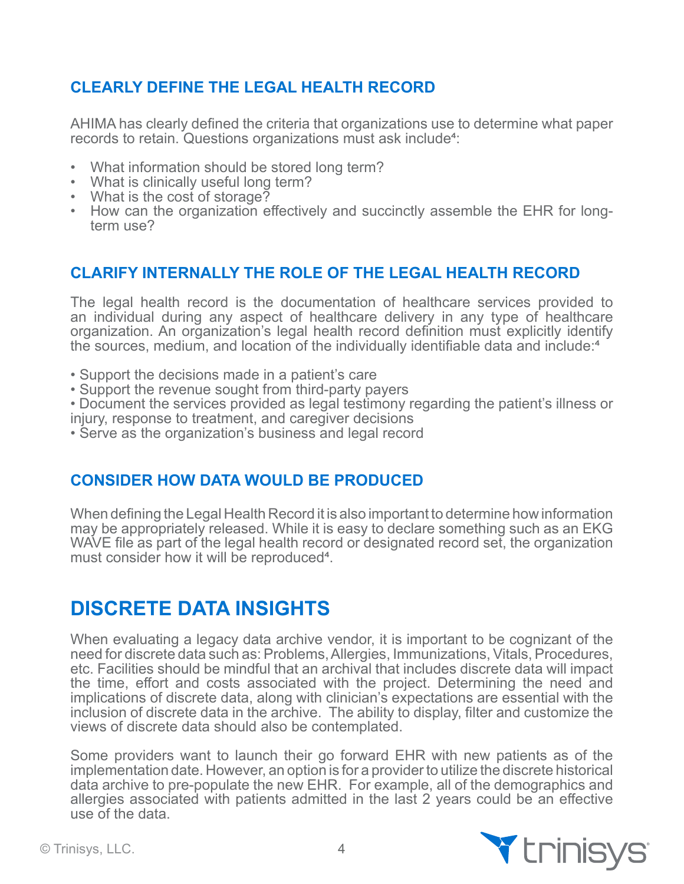### CLEARLY DEFINE THE LEGAL HEALTH RECORD

AHIMA has clearly defined the criteria that organizations use to determine what paper records to retain. Questions organizations must ask include[4]:

- What information should be stored long term?
- What is clinically useful long term?
- What is the cost of storage?
- How can the organization effectively and succinctly assemble the EHR for long-term use?

### CLARIFY INTERNALLY THE ROLE OF THE LEGAL HEALTH RECORD

The legal health record is the documentation of healthcare services provided to an individual during any aspect of healthcare delivery in any type of healthcare organization. An organization's legal health record definition must explicitly identify the sources, medium, and location of the individually identifiable data and include:[4]

- Support the decisions made in a patient's care
- Support the revenue sought from third-party payers
- Document the services provided as legal testimony regarding the patient's illness or injury, response to treatment, and caregiver decisions
- Serve as the organization's business and legal record

### CONSIDER HOW DATA WOULD BE PRODUCED

When defining the Legal Health Record it is also important to determine how information may be appropriately released. While it is easy to declare something such as an EKG WAVE file as part of the legal health record or designated record set, the organization must consider how it will be reproduced[4].

## DISCRETE DATA INSIGHTS

When evaluating a legacy data archive vendor, it is important to be cognizant of the need for discrete data such as: Problems, Allergies, Immunizations, Vitals, Procedures, etc. Facilities should be mindful that an archival that includes discrete data will impact the time, effort and costs associated with the project. Determining the need and implications of discrete data, along with clinician's expectations are essential with the inclusion of discrete data in the archive. The ability to display, filter and customize the views of discrete data should also be contemplated.

Some providers want to launch their go forward EHR with new patients as of the implementation date. However, an option is for a provider to utilize the discrete historical data archive to pre-populate the new EHR. For example, all of the demographics and allergies associated with patients admitted in the last 2 years could be an effective use of the data.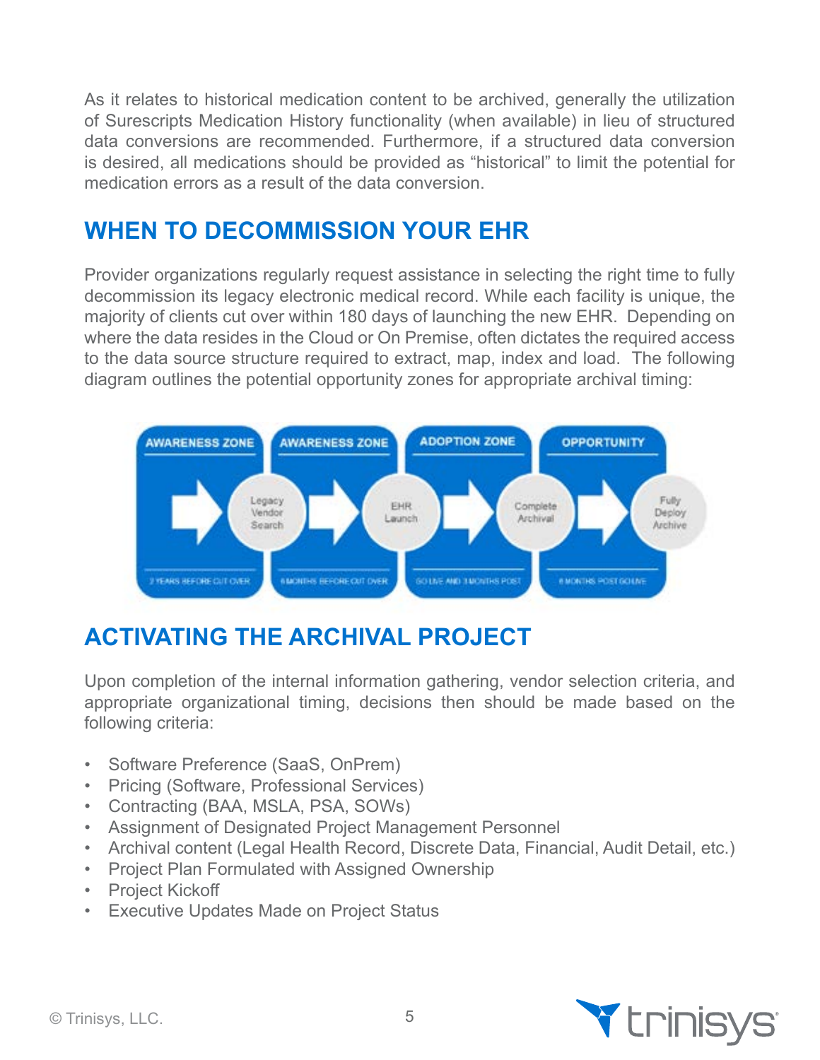As it relates to historical medication content to be archived, generally the utilization of Surescripts Medication History functionality (when available) in lieu of structured data conversions are recommended. Furthermore, if a structured data conversion is desired, all medications should be provided as "historical" to limit the potential for medication errors as a result of the data conversion.

## WHEN TO DECOMMISSION YOUR EHR

Provider organizations regularly request assistance in selecting the right time to fully decommission its legacy electronic medical record. While each facility is unique, the majority of clients cut over within 180 days of launching the new EHR. Depending on where the data resides in the Cloud or On Premise, often dictates the required access to the data source structure required to extract, map, index and load. The following diagram outlines the potential opportunity zones for appropriate archival timing:

| AWARENESS ZONE | AWARENESS ZONE | ADOPTION ZONE | OPPORTUNITY |
|---|---|---|---|
| Legacy Vendor Search | EHR Launch | Complete Archival | Fully Deploy Archive |
| 2 YEARS BEFORE CUT OVER | 6 MONTHS BEFORE CUT OVER | GO LIVE AND 3 MONTHS POST | 6 MONTHS POST GO LIVE |

## ACTIVATING THE ARCHIVAL PROJECT

Upon completion of the internal information gathering, vendor selection criteria, and appropriate organizational timing, decisions then should be made based on the following criteria:

- Software Preference (SaaS, OnPrem)
- Pricing (Software, Professional Services)
- Contracting (BAA, MSLA, PSA, SOWs)
- Assignment of Designated Project Management Personnel
- Archival content (Legal Health Record, Discrete Data, Financial, Audit Detail, etc.)
- Project Plan Formulated with Assigned Ownership
- Project Kickoff
- Executive Updates Made on Project Status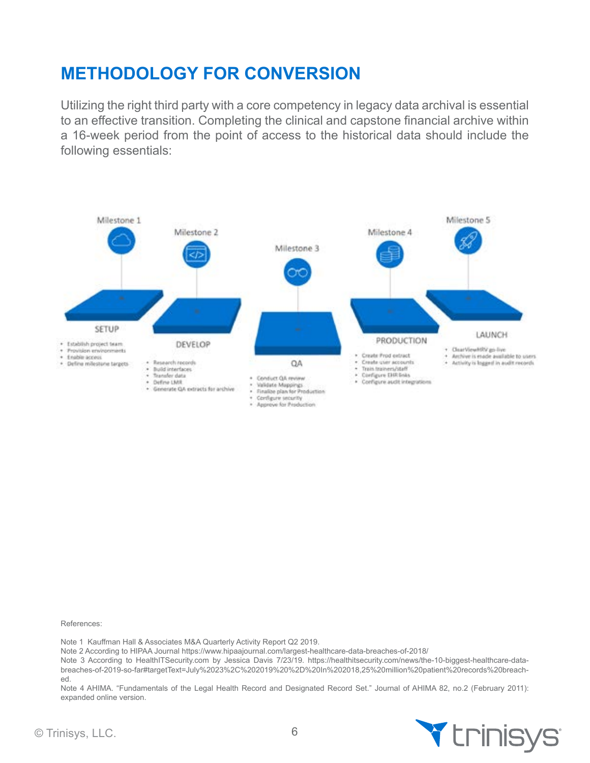# METHODOLOGY FOR CONVERSION

Utilizing the right third party with a core competency in legacy data archival is essential to an effective transition. Completing the clinical and capstone financial archive within a 16-week period from the point of access to the historical data should include the following essentials:

Milestone 1

SETUP

- Establish project team
- Provision environments
- Enable access
- Define milestone targets

Milestone 2

DEVELOP

- Research records
- Build interfaces
- Transfer data
- Define LMR
- Generate QA extracts for archive

Milestone 3

QA

- Conduct QA review
- Validate Mappings
- Finalize plan for Production
- Configure security
- Approve for Production

Milestone 4

PRODUCTION

- Create Prod extract
- Create user accounts
- Train trainers/staff
- Configure EHR links
- Configure audit integrations

Milestone 5

LAUNCH

- ClearViewHRV go-live
- Archive is made available to users
- Activity is logged in audit records

References:

Note 1 Kauffman Hall & Associates M&A Quarterly Activity Report Q2 2019.
Note 2 According to HIPAA Journal https://www.hipaajournal.com/largest-healthcare-data-breaches-of-2018/
Note 3 According to HealthITSecurity.com by Jessica Davis 7/23/19. https://healthitsecurity.com/news/the-10-biggest-healthcare-data-breaches-of-2019-so-far#targetText=July%2023%2C%202019%20%2D%20In%202018,25%20million%20patient%20records%20breached.
Note 4 AHIMA. "Fundamentals of the Legal Health Record and Designated Record Set." Journal of AHIMA 82, no.2 (February 2011): expanded online version.

© Trinisys, LLC.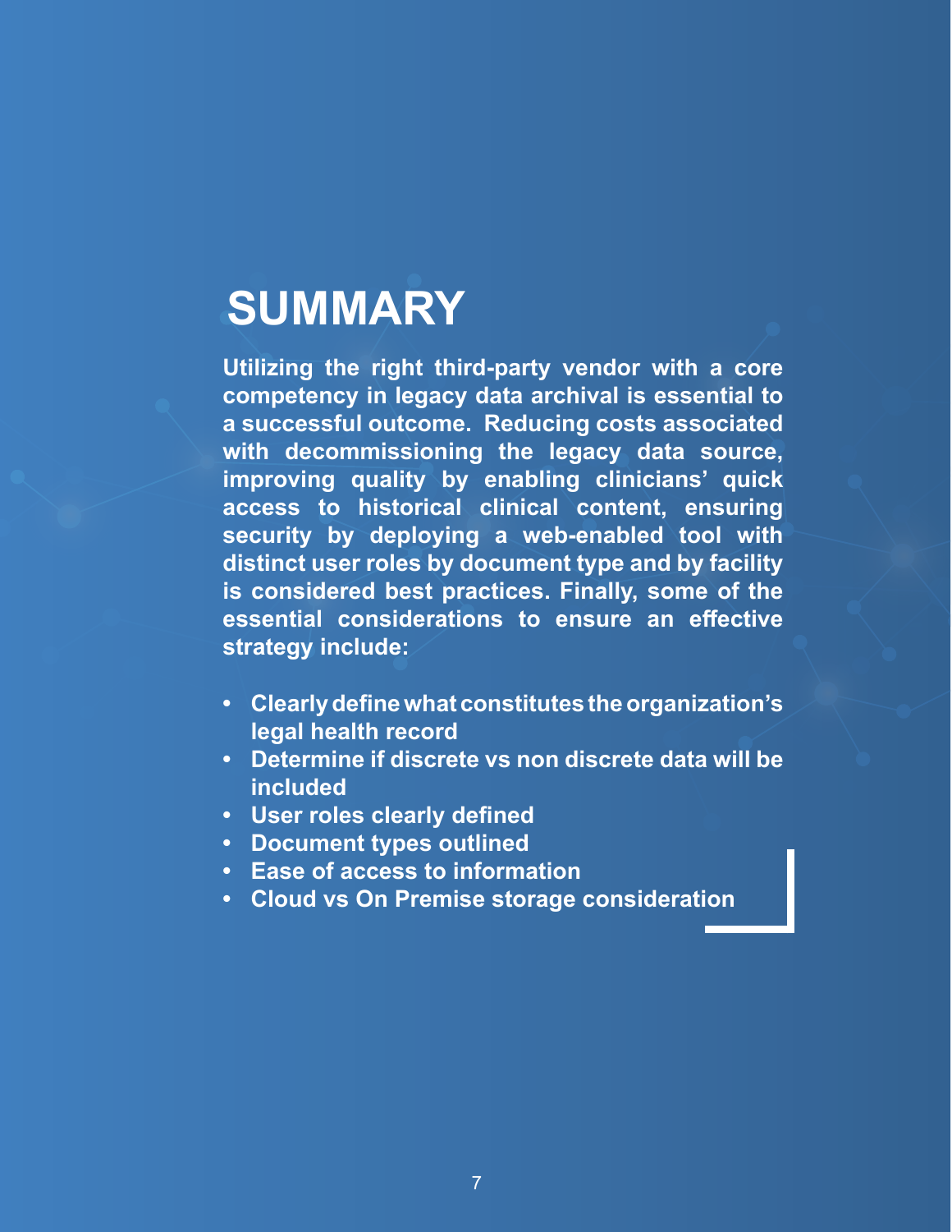# SUMMARY

**Utilizing the right third-party vendor with a core competency in legacy data archival is essential to a successful outcome. Reducing costs associated with decommissioning the legacy data source, improving quality by enabling clinicians' quick access to historical clinical content, ensuring security by deploying a web-enabled tool with distinct user roles by document type and by facility is considered best practices. Finally, some of the essential considerations to ensure an effective strategy include:**

- **Clearly define what constitutes the organization's legal health record**
- **Determine if discrete vs non discrete data will be included**
- **User roles clearly defined**
- **Document types outlined**
- **Ease of access to information**
- **Cloud vs On Premise storage consideration**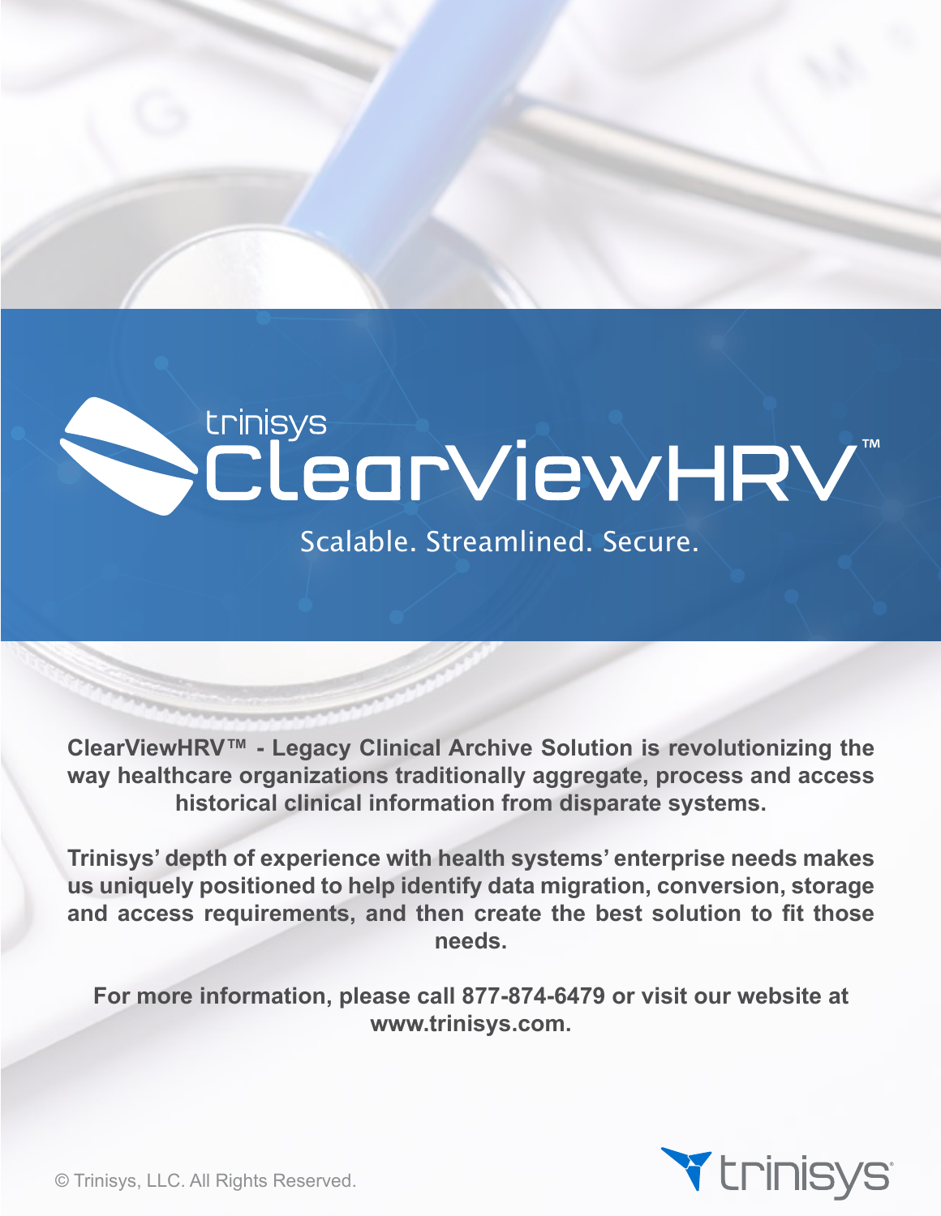# trinisys ClearViewHRV™

Scalable. Streamlined. Secure.

**ClearViewHRV™ - Legacy Clinical Archive Solution is revolutionizing the way healthcare organizations traditionally aggregate, process and access historical clinical information from disparate systems.**

**Trinisys' depth of experience with health systems' enterprise needs makes us uniquely positioned to help identify data migration, conversion, storage and access requirements, and then create the best solution to fit those needs.**

**For more information, please call 877-874-6479 or visit our website at www.trinisys.com.**

© Trinisys, LLC. All Rights Reserved.

trinisys®